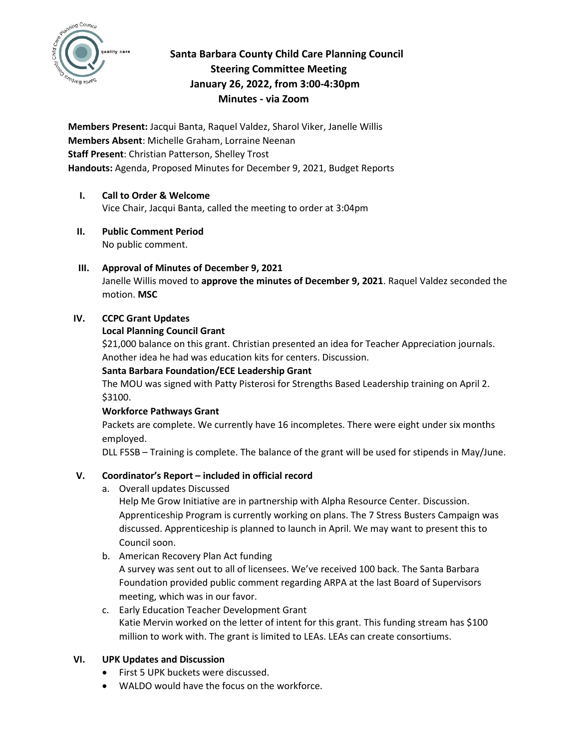# Santa Barbara County Child Care Planning Council
## Steering Committee Meeting
## January 26, 2022, from 3:00-4:30pm
## Minutes - via Zoom

**Members Present:** Jacqui Banta, Raquel Valdez, Sharol Viker, Janelle Willis
**Members Absent**: Michelle Graham, Lorraine Neenan
**Staff Present**: Christian Patterson, Shelley Trost
**Handouts:** Agenda, Proposed Minutes for December 9, 2021, Budget Reports

**I. Call to Order & Welcome**

Vice Chair, Jacqui Banta, called the meeting to order at 3:04pm

**II. Public Comment Period**

No public comment.

**III. Approval of Minutes of December 9, 2021**

Janelle Willis moved to **approve the minutes of December 9, 2021**. Raquel Valdez seconded the motion. **MSC**

**IV. CCPC Grant Updates**

**Local Planning Council Grant**

$21,000 balance on this grant. Christian presented an idea for Teacher Appreciation journals. Another idea he had was education kits for centers. Discussion.

**Santa Barbara Foundation/ECE Leadership Grant**

The MOU was signed with Patty Pisterosi for Strengths Based Leadership training on April 2. $3100.

**Workforce Pathways Grant**

Packets are complete. We currently have 16 incompletes. There were eight under six months employed.

DLL F5SB – Training is complete. The balance of the grant will be used for stipends in May/June.

**V. Coordinator's Report – included in official record**

a. Overall updates Discussed

Help Me Grow Initiative are in partnership with Alpha Resource Center. Discussion. Apprenticeship Program is currently working on plans. The 7 Stress Busters Campaign was discussed. Apprenticeship is planned to launch in April. We may want to present this to Council soon.

b. American Recovery Plan Act funding

A survey was sent out to all of licensees. We've received 100 back. The Santa Barbara Foundation provided public comment regarding ARPA at the last Board of Supervisors meeting, which was in our favor.

c. Early Education Teacher Development Grant

Katie Mervin worked on the letter of intent for this grant. This funding stream has $100 million to work with. The grant is limited to LEAs. LEAs can create consortiums.

**VI. UPK Updates and Discussion**

- First 5 UPK buckets were discussed.
- WALDO would have the focus on the workforce.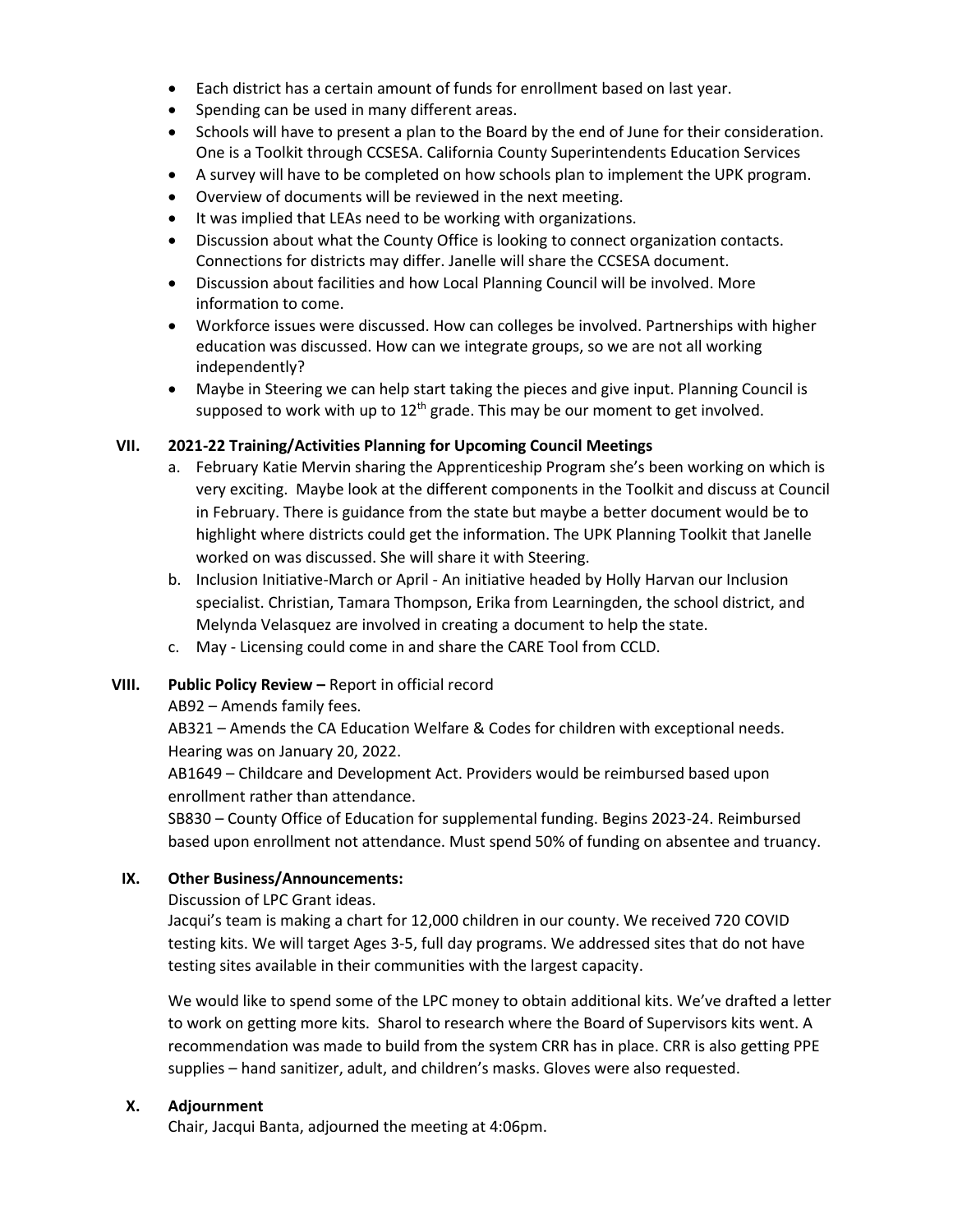- Each district has a certain amount of funds for enrollment based on last year.
- Spending can be used in many different areas.
- Schools will have to present a plan to the Board by the end of June for their consideration. One is a Toolkit through CCSESA. California County Superintendents Education Services
- A survey will have to be completed on how schools plan to implement the UPK program.
- Overview of documents will be reviewed in the next meeting.
- It was implied that LEAs need to be working with organizations.
- Discussion about what the County Office is looking to connect organization contacts. Connections for districts may differ. Janelle will share the CCSESA document.
- Discussion about facilities and how Local Planning Council will be involved. More information to come.
- Workforce issues were discussed. How can colleges be involved. Partnerships with higher education was discussed. How can we integrate groups, so we are not all working independently?
- Maybe in Steering we can help start taking the pieces and give input. Planning Council is supposed to work with up to 12th grade. This may be our moment to get involved.

**VII. 2021-22 Training/Activities Planning for Upcoming Council Meetings**

a. February Katie Mervin sharing the Apprenticeship Program she's been working on which is very exciting. Maybe look at the different components in the Toolkit and discuss at Council in February. There is guidance from the state but maybe a better document would be to highlight where districts could get the information. The UPK Planning Toolkit that Janelle worked on was discussed. She will share it with Steering.

b. Inclusion Initiative-March or April - An initiative headed by Holly Harvan our Inclusion specialist. Christian, Tamara Thompson, Erika from Learningden, the school district, and Melynda Velasquez are involved in creating a document to help the state.

c. May - Licensing could come in and share the CARE Tool from CCLD.

**VIII. Public Policy Review –** Report in official record

AB92 – Amends family fees.

AB321 – Amends the CA Education Welfare & Codes for children with exceptional needs. Hearing was on January 20, 2022.

AB1649 – Childcare and Development Act. Providers would be reimbursed based upon enrollment rather than attendance.

SB830 – County Office of Education for supplemental funding. Begins 2023-24. Reimbursed based upon enrollment not attendance. Must spend 50% of funding on absentee and truancy.

**IX. Other Business/Announcements:**

Discussion of LPC Grant ideas.

Jacqui's team is making a chart for 12,000 children in our county. We received 720 COVID testing kits. We will target Ages 3-5, full day programs. We addressed sites that do not have testing sites available in their communities with the largest capacity.

We would like to spend some of the LPC money to obtain additional kits. We've drafted a letter to work on getting more kits. Sharol to research where the Board of Supervisors kits went. A recommendation was made to build from the system CRR has in place. CRR is also getting PPE supplies – hand sanitizer, adult, and children's masks. Gloves were also requested.

**X. Adjournment**

Chair, Jacqui Banta, adjourned the meeting at 4:06pm.